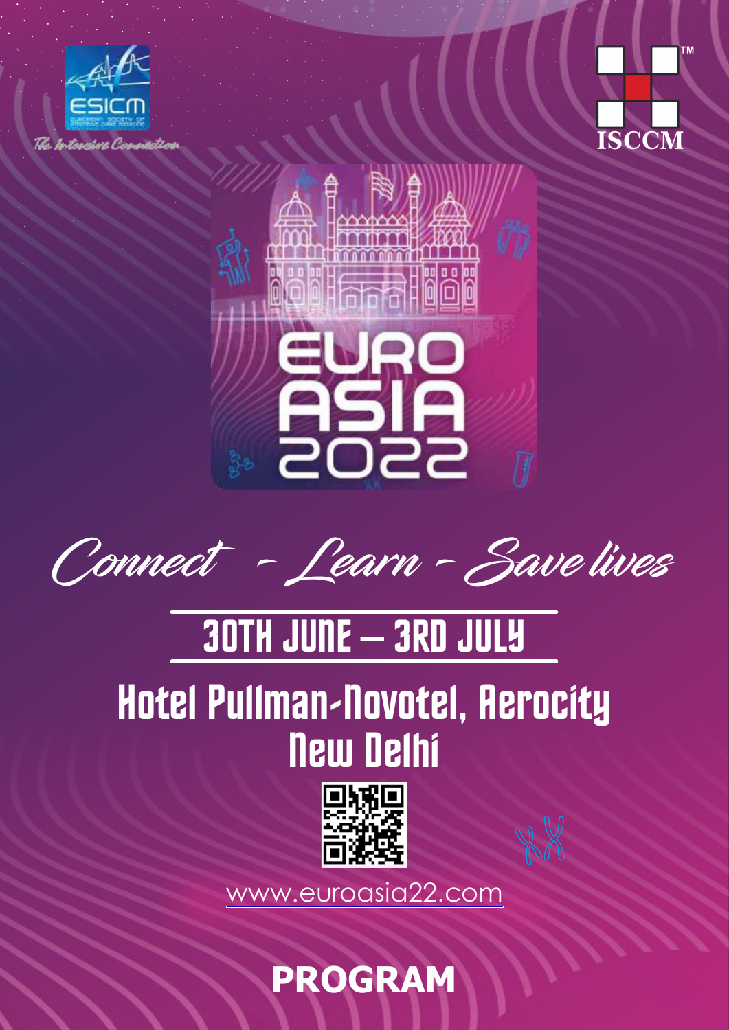ESICM

EUROPEAN SOCIETY OF INTENSIVE CARE MEDICINE

*The Intensive Connection*

ISCCM

# EURO ASIA 2022

*Connect - Learn - Save lives*

## 30TH JUNE – 3RD JULY

## Hotel Pullman-Novotel, Aerocity New Delhi

www.euroasia22.com

# PROGRAM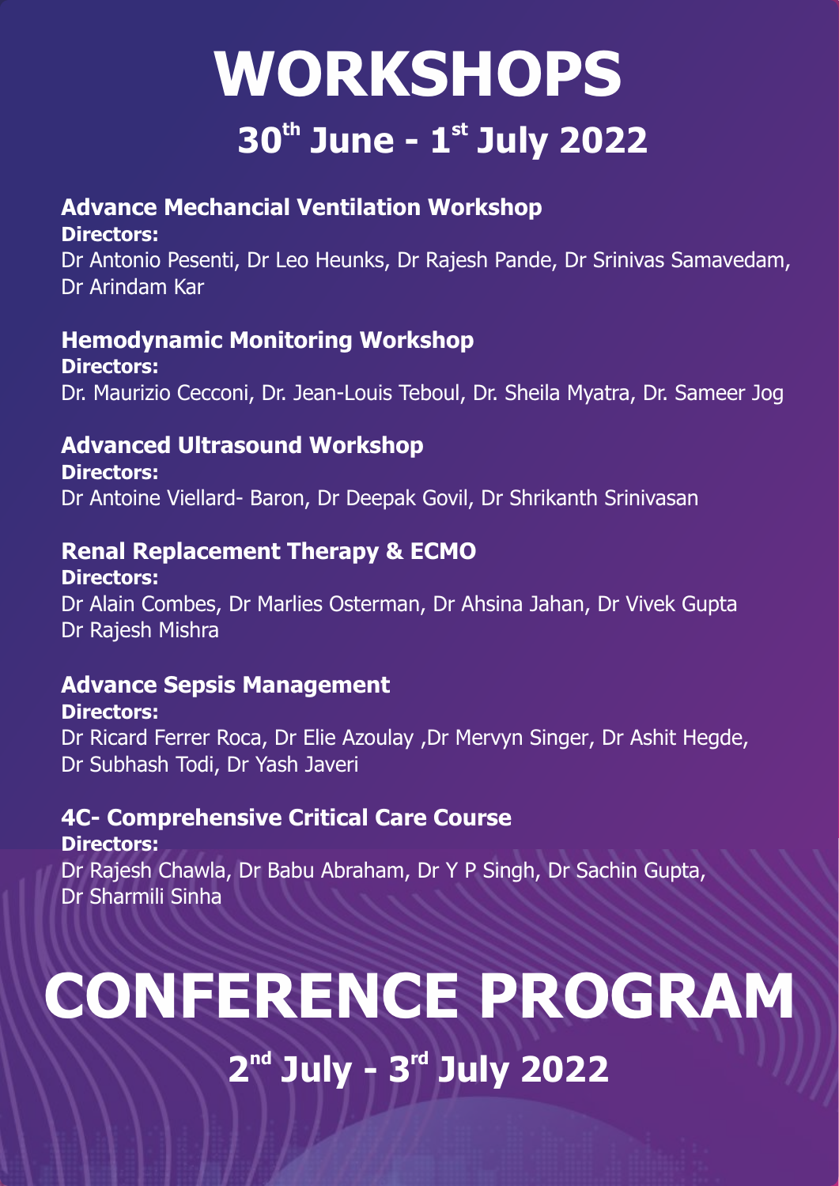# WORKSHOPS

## 30th June - 1st July 2022

### Advance Mechancial Ventilation Workshop

**Directors:**

Dr Antonio Pesenti, Dr Leo Heunks, Dr Rajesh Pande, Dr Srinivas Samavedam, Dr Arindam Kar

### Hemodynamic Monitoring Workshop

**Directors:**

Dr. Maurizio Cecconi, Dr. Jean-Louis Teboul, Dr. Sheila Myatra, Dr. Sameer Jog

### Advanced Ultrasound Workshop

**Directors:**

Dr Antoine Viellard- Baron, Dr Deepak Govil, Dr Shrikanth Srinivasan

### Renal Replacement Therapy & ECMO

**Directors:**

Dr Alain Combes, Dr Marlies Osterman, Dr Ahsina Jahan, Dr Vivek Gupta
Dr Rajesh Mishra

### Advance Sepsis Management

**Directors:**

Dr Ricard Ferrer Roca, Dr Elie Azoulay ,Dr Mervyn Singer, Dr Ashit Hegde, Dr Subhash Todi, Dr Yash Javeri

### 4C- Comprehensive Critical Care Course

**Directors:**

Dr Rajesh Chawla, Dr Babu Abraham, Dr Y P Singh, Dr Sachin Gupta, Dr Sharmili Sinha

# CONFERENCE PROGRAM

## 2nd July - 3rd July 2022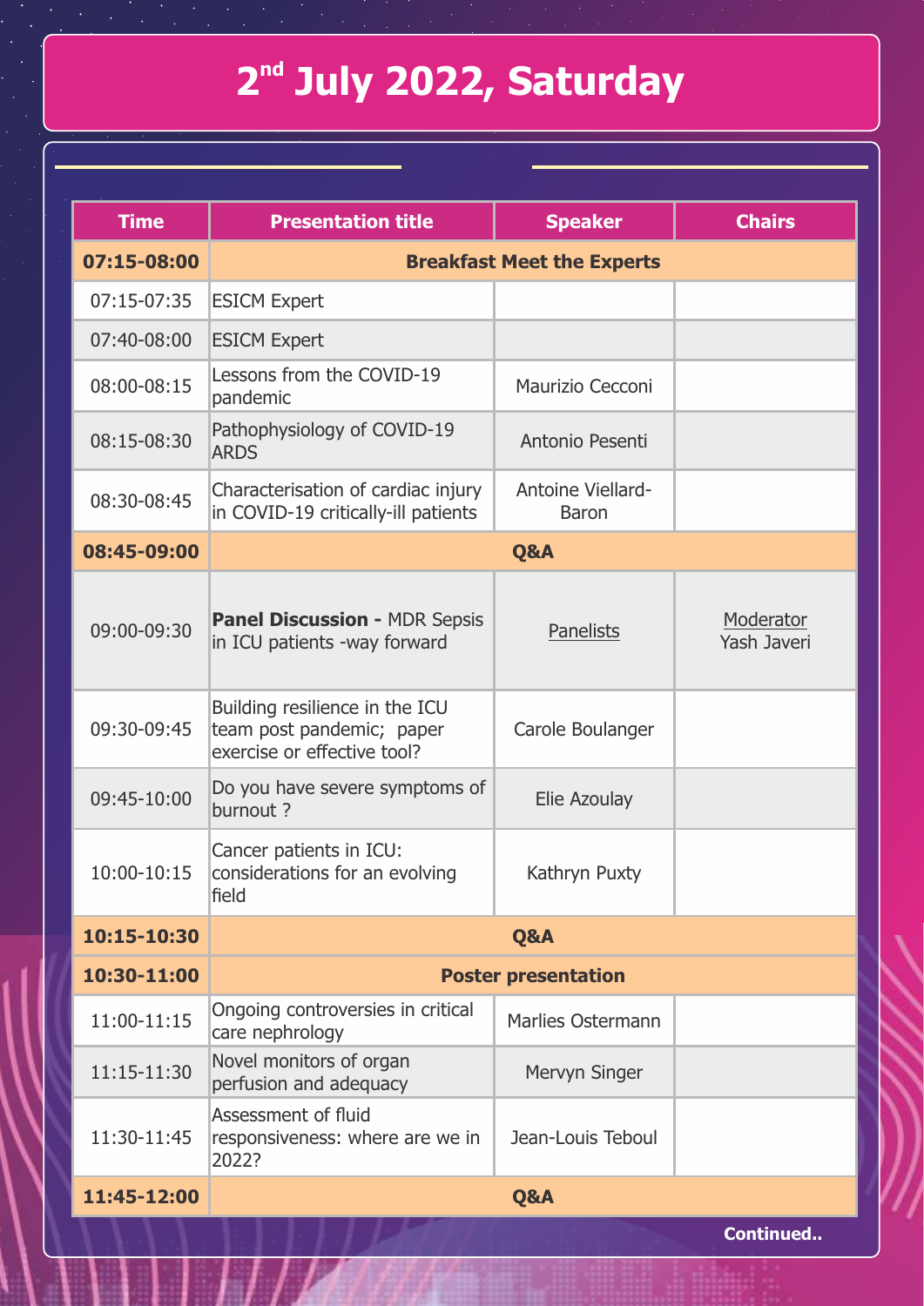# 2[nd] July 2022, Saturday

| Time | Presentation title | Speaker | Chairs |
|---|---|---|---|
| **07:15-08:00** | **Breakfast Meet the Experts** | | |
| 07:15-07:35 | ESICM Expert | | |
| 07:40-08:00 | ESICM Expert | | |
| 08:00-08:15 | Lessons from the COVID-19 pandemic | Maurizio Cecconi | |
| 08:15-08:30 | Pathophysiology of COVID-19 ARDS | Antonio Pesenti | |
| 08:30-08:45 | Characterisation of cardiac injury in COVID-19 critically-ill patients | Antoine Viellard-Baron | |
| **08:45-09:00** | **Q&A** | | |
| 09:00-09:30 | **Panel Discussion -** MDR Sepsis in ICU patients -way forward | Panelists | Moderator Yash Javeri |
| 09:30-09:45 | Building resilience in the ICU team post pandemic; paper exercise or effective tool? | Carole Boulanger | |
| 09:45-10:00 | Do you have severe symptoms of burnout ? | Elie Azoulay | |
| 10:00-10:15 | Cancer patients in ICU: considerations for an evolving field | Kathryn Puxty | |
| **10:15-10:30** | **Q&A** | | |
| **10:30-11:00** | **Poster presentation** | | |
| 11:00-11:15 | Ongoing controversies in critical care nephrology | Marlies Ostermann | |
| 11:15-11:30 | Novel monitors of organ perfusion and adequacy | Mervyn Singer | |
| 11:30-11:45 | Assessment of fluid responsiveness: where are we in 2022? | Jean-Louis Teboul | |
| **11:45-12:00** | **Q&A** | | |

**Continued..**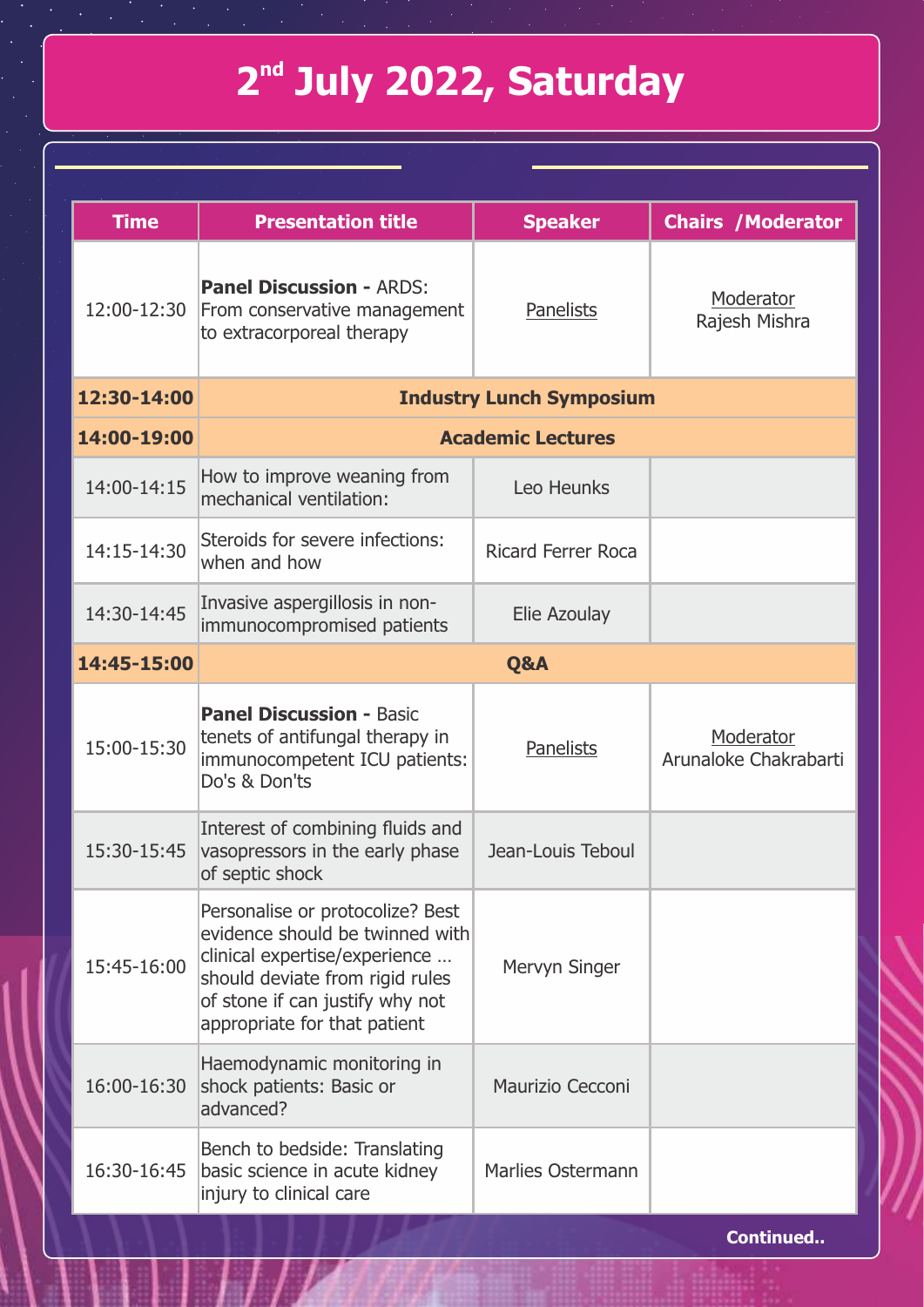# 2nd July 2022, Saturday

| Time | Presentation title | Speaker | Chairs /Moderator |
|---|---|---|---|
| 12:00-12:30 | **Panel Discussion -** ARDS: From conservative management to extracorporeal therapy | Panelists | Moderator Rajesh Mishra |
| **12:30-14:00** | **Industry Lunch Symposium** | | |
| **14:00-19:00** | **Academic Lectures** | | |
| 14:00-14:15 | How to improve weaning from mechanical ventilation: | Leo Heunks | |
| 14:15-14:30 | Steroids for severe infections: when and how | Ricard Ferrer Roca | |
| 14:30-14:45 | Invasive aspergillosis in non-immunocompromised patients | Elie Azoulay | |
| **14:45-15:00** | **Q&A** | | |
| 15:00-15:30 | **Panel Discussion -** Basic tenets of antifungal therapy in immunocompetent ICU patients: Do's & Don'ts | Panelists | Moderator Arunaloke Chakrabarti |
| 15:30-15:45 | Interest of combining fluids and vasopressors in the early phase of septic shock | Jean-Louis Teboul | |
| 15:45-16:00 | Personalise or protocolize? Best evidence should be twinned with clinical expertise/experience … should deviate from rigid rules of stone if can justify why not appropriate for that patient | Mervyn Singer | |
| 16:00-16:30 | Haemodynamic monitoring in shock patients: Basic or advanced? | Maurizio Cecconi | |
| 16:30-16:45 | Bench to bedside: Translating basic science in acute kidney injury to clinical care | Marlies Ostermann | |

**Continued..**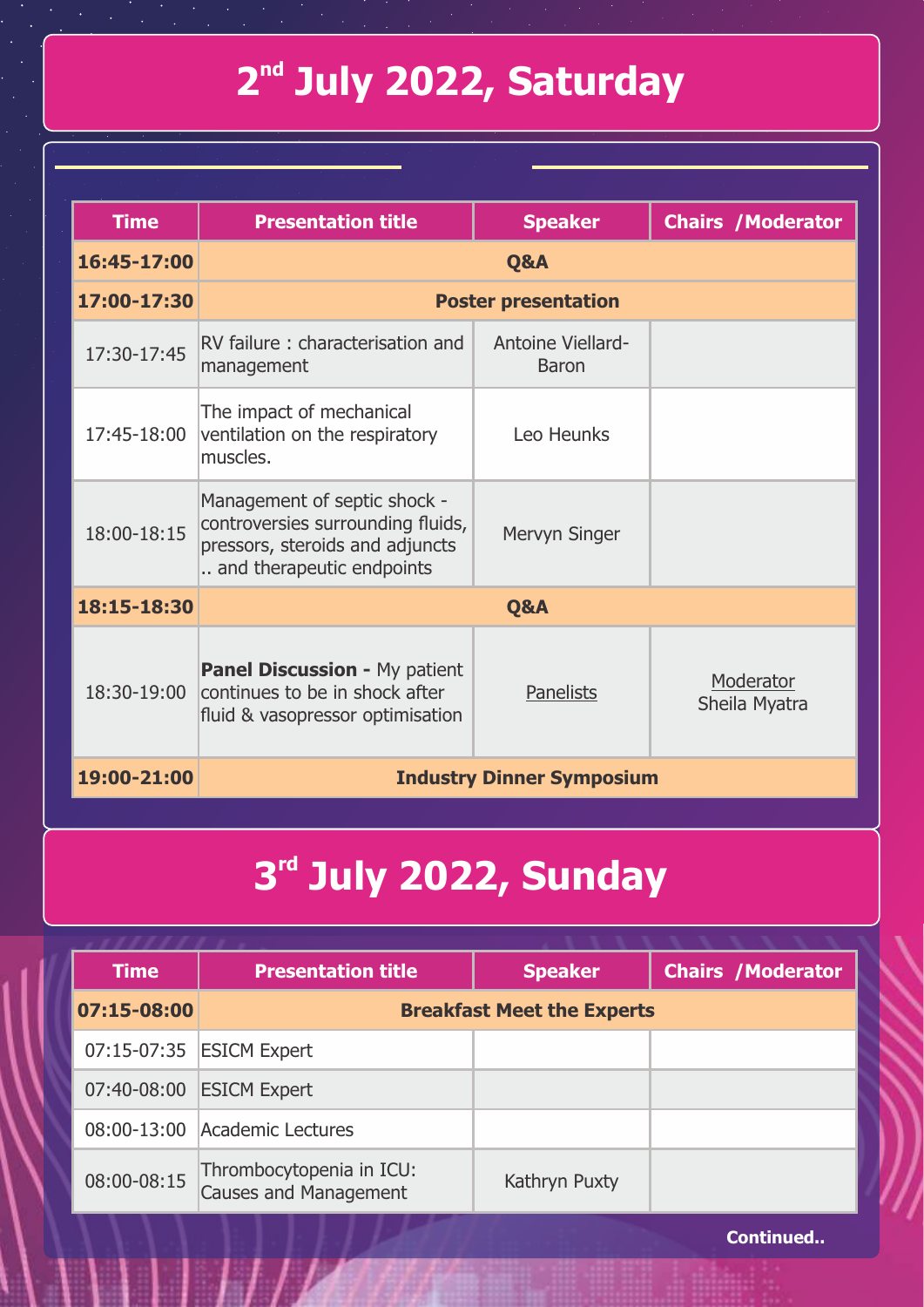# 2nd July 2022, Saturday

| Time | Presentation title | Speaker | Chairs /Moderator |
|---|---|---|---|
| **16:45-17:00** | **Q&A** | | |
| **17:00-17:30** | **Poster presentation** | | |
| 17:30-17:45 | RV failure : characterisation and management | Antoine Viellard-Baron | |
| 17:45-18:00 | The impact of mechanical ventilation on the respiratory muscles. | Leo Heunks | |
| 18:00-18:15 | Management of septic shock - controversies surrounding fluids, pressors, steroids and adjuncts .. and therapeutic endpoints | Mervyn Singer | |
| **18:15-18:30** | **Q&A** | | |
| 18:30-19:00 | **Panel Discussion -** My patient continues to be in shock after fluid & vasopressor optimisation | Panelists | Moderator Sheila Myatra |
| **19:00-21:00** | **Industry Dinner Symposium** | | |

# 3rd July 2022, Sunday

| Time | Presentation title | Speaker | Chairs /Moderator |
|---|---|---|---|
| **07:15-08:00** | **Breakfast Meet the Experts** | | |
| 07:15-07:35 | ESICM Expert | | |
| 07:40-08:00 | ESICM Expert | | |
| 08:00-13:00 | Academic Lectures | | |
| 08:00-08:15 | Thrombocytopenia in ICU: Causes and Management | Kathryn Puxty | |

**Continued..**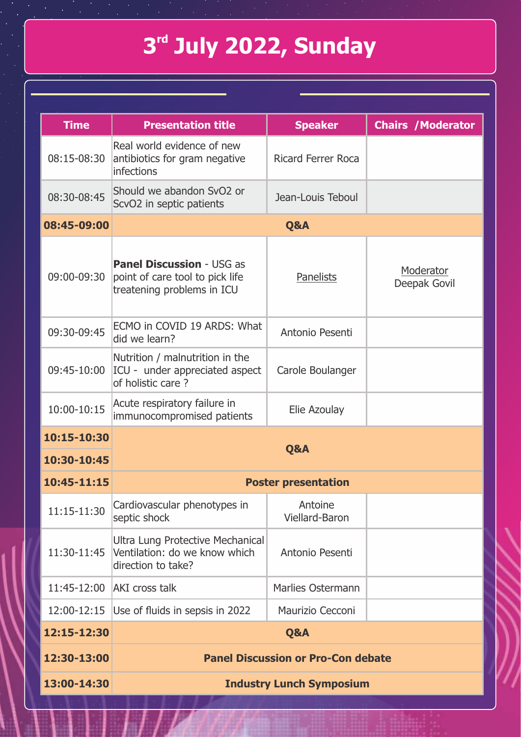# 3rd July 2022, Sunday

| Time | Presentation title | Speaker | Chairs /Moderator |
|---|---|---|---|
| 08:15-08:30 | Real world evidence of new antibiotics for gram negative infections | Ricard Ferrer Roca | |
| 08:30-08:45 | Should we abandon SvO2 or ScvO2 in septic patients | Jean-Louis Teboul | |
| **08:45-09:00** | **Q&A** | | |
| 09:00-09:30 | **Panel Discussion** - USG as point of care tool to pick life treatening problems in ICU | Panelists | Moderator Deepak Govil |
| 09:30-09:45 | ECMO in COVID 19 ARDS: What did we learn? | Antonio Pesenti | |
| 09:45-10:00 | Nutrition / malnutrition in the ICU - under appreciated aspect of holistic care ? | Carole Boulanger | |
| 10:00-10:15 | Acute respiratory failure in immunocompromised patients | Elie Azoulay | |
| **10:15-10:30** | **Q&A** | | |
| **10:30-10:45** | | | |
| **10:45-11:15** | **Poster presentation** | | |
| 11:15-11:30 | Cardiovascular phenotypes in septic shock | Antoine Viellard-Baron | |
| 11:30-11:45 | Ultra Lung Protective Mechanical Ventilation: do we know which direction to take? | Antonio Pesenti | |
| 11:45-12:00 | AKI cross talk | Marlies Ostermann | |
| 12:00-12:15 | Use of fluids in sepsis in 2022 | Maurizio Cecconi | |
| **12:15-12:30** | **Q&A** | | |
| **12:30-13:00** | **Panel Discussion or Pro-Con debate** | | |
| **13:00-14:30** | **Industry Lunch Symposium** | | |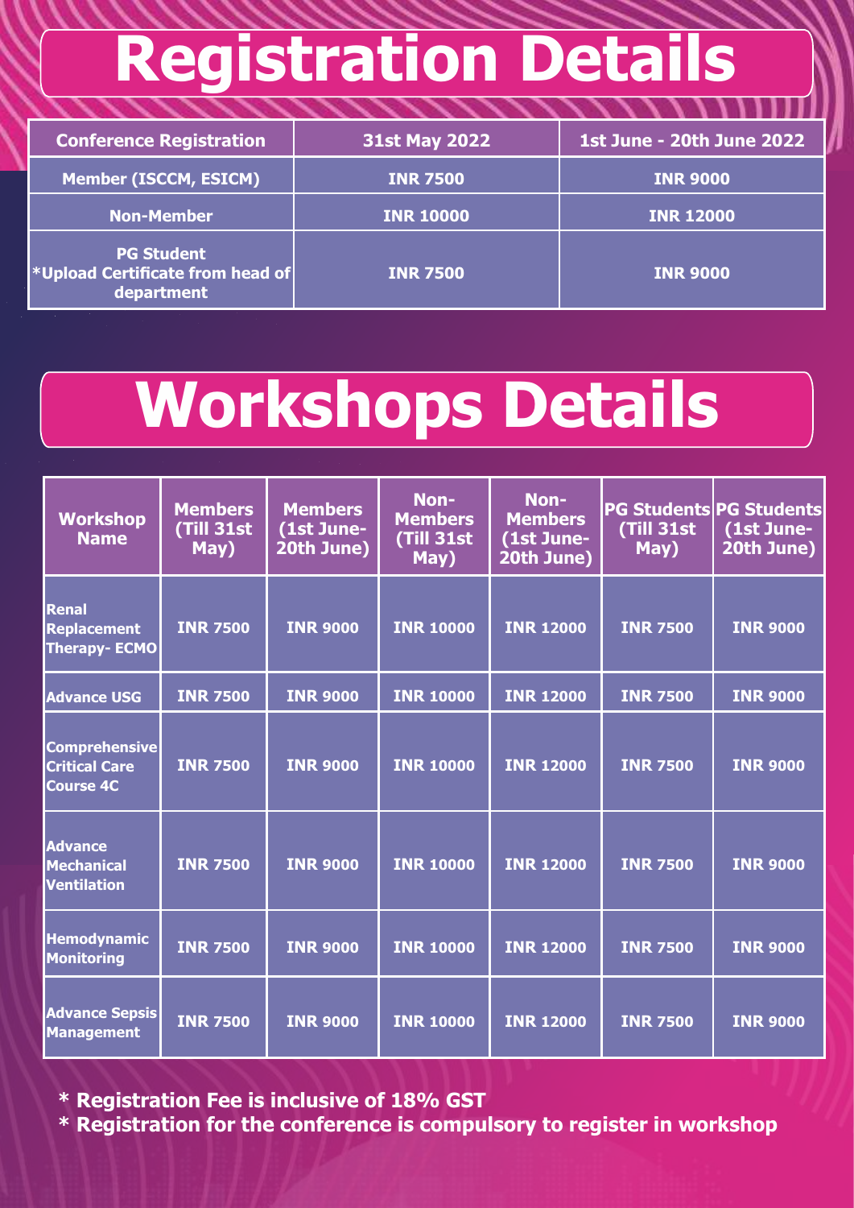# Registration Details

| Conference Registration | 31st May 2022 | 1st June - 20th June 2022 |
|---|---|---|
| Member (ISCCM, ESICM) | INR 7500 | INR 9000 |
| Non-Member | INR 10000 | INR 12000 |
| PG Student *Upload Certificate from head of department | INR 7500 | INR 9000 |

# Workshops Details

| Workshop Name | Members (Till 31st May) | Members (1st June-20th June) | Non-Members (Till 31st May) | Non-Members (1st June-20th June) | PG Students (Till 31st May) | PG Students (1st June-20th June) |
|---|---|---|---|---|---|---|
| Renal Replacement Therapy- ECMO | INR 7500 | INR 9000 | INR 10000 | INR 12000 | INR 7500 | INR 9000 |
| Advance USG | INR 7500 | INR 9000 | INR 10000 | INR 12000 | INR 7500 | INR 9000 |
| Comprehensive Critical Care Course 4C | INR 7500 | INR 9000 | INR 10000 | INR 12000 | INR 7500 | INR 9000 |
| Advance Mechanical Ventilation | INR 7500 | INR 9000 | INR 10000 | INR 12000 | INR 7500 | INR 9000 |
| Hemodynamic Monitoring | INR 7500 | INR 9000 | INR 10000 | INR 12000 | INR 7500 | INR 9000 |
| Advance Sepsis Management | INR 7500 | INR 9000 | INR 10000 | INR 12000 | INR 7500 | INR 9000 |

**\* Registration Fee is inclusive of 18% GST**

**\* Registration for the conference is compulsory to register in workshop**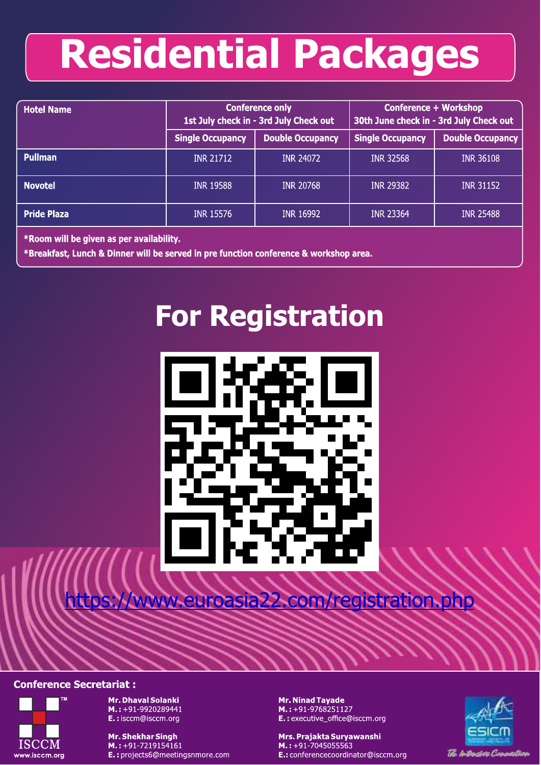# Residential Packages

| Hotel Name | Conference only<br>1st July check in - 3rd July Check out | | Conference + Workshop<br>30th June check in - 3rd July Check out | |
|---|---|---|---|---|
| | Single Occupancy | Double Occupancy | Single Occupancy | Double Occupancy |
| Pullman | INR 21712 | INR 24072 | INR 32568 | INR 36108 |
| Novotel | INR 19588 | INR 20768 | INR 29382 | INR 31152 |
| Pride Plaza | INR 15576 | INR 16992 | INR 23364 | INR 25488 |

**\*Room will be given as per availability.**

**\*Breakfast, Lunch & Dinner will be served in pre function conference & workshop area.**

# For Registration

https://www.euroasia22.com/registration.php

**Conference Secretariat :**

ISCCM
www.isccm.org

**Mr. Dhaval Solanki**
**M. :** +91-9920289441
**E. :** isccm@isccm.org

**Mr. Shekhar Singh**
**M. :** +91-7219154161
**E. :** projects6@meetingsnmore.com

**Mr. Ninad Tayade**
**M. :** +91-9768251127
**E. :** executive_office@isccm.org

**Mrs. Prajakta Suryawanshi**
**M. :** +91-7045055563
**E.:** conferencecoordinator@isccm.org

ESICM
The Intensive Connection